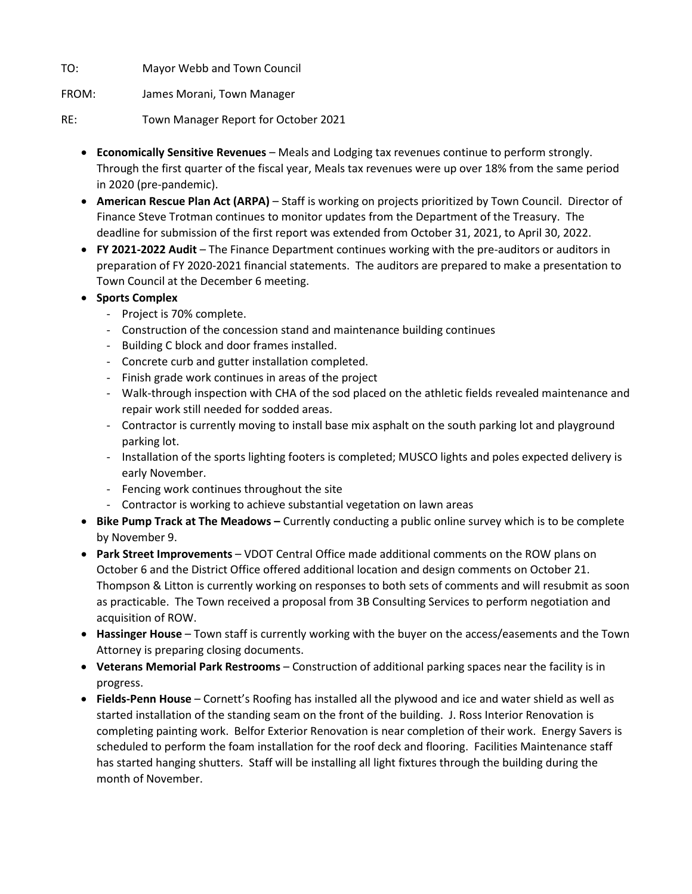TO: Mayor Webb and Town Council

FROM: James Morani, Town Manager

RE: Town Manager Report for October 2021

- **Economically Sensitive Revenues** – Meals and Lodging tax revenues continue to perform strongly. Through the first quarter of the fiscal year, Meals tax revenues were up over 18% from the same period in 2020 (pre-pandemic).
- **American Rescue Plan Act (ARPA)** – Staff is working on projects prioritized by Town Council. Director of Finance Steve Trotman continues to monitor updates from the Department of the Treasury. The deadline for submission of the first report was extended from October 31, 2021, to April 30, 2022.
- **FY 2021-2022 Audit** – The Finance Department continues working with the pre-auditors or auditors in preparation of FY 2020-2021 financial statements. The auditors are prepared to make a presentation to Town Council at the December 6 meeting.
- **Sports Complex**
  - Project is 70% complete.
  - Construction of the concession stand and maintenance building continues
  - Building C block and door frames installed.
  - Concrete curb and gutter installation completed.
  - Finish grade work continues in areas of the project
  - Walk-through inspection with CHA of the sod placed on the athletic fields revealed maintenance and repair work still needed for sodded areas.
  - Contractor is currently moving to install base mix asphalt on the south parking lot and playground parking lot.
  - Installation of the sports lighting footers is completed; MUSCO lights and poles expected delivery is early November.
  - Fencing work continues throughout the site
  - Contractor is working to achieve substantial vegetation on lawn areas
- **Bike Pump Track at The Meadows –** Currently conducting a public online survey which is to be complete by November 9.
- **Park Street Improvements** – VDOT Central Office made additional comments on the ROW plans on October 6 and the District Office offered additional location and design comments on October 21. Thompson & Litton is currently working on responses to both sets of comments and will resubmit as soon as practicable. The Town received a proposal from 3B Consulting Services to perform negotiation and acquisition of ROW.
- **Hassinger House** – Town staff is currently working with the buyer on the access/easements and the Town Attorney is preparing closing documents.
- **Veterans Memorial Park Restrooms** – Construction of additional parking spaces near the facility is in progress.
- **Fields-Penn House** – Cornett's Roofing has installed all the plywood and ice and water shield as well as started installation of the standing seam on the front of the building. J. Ross Interior Renovation is completing painting work. Belfor Exterior Renovation is near completion of their work. Energy Savers is scheduled to perform the foam installation for the roof deck and flooring. Facilities Maintenance staff has started hanging shutters. Staff will be installing all light fixtures through the building during the month of November.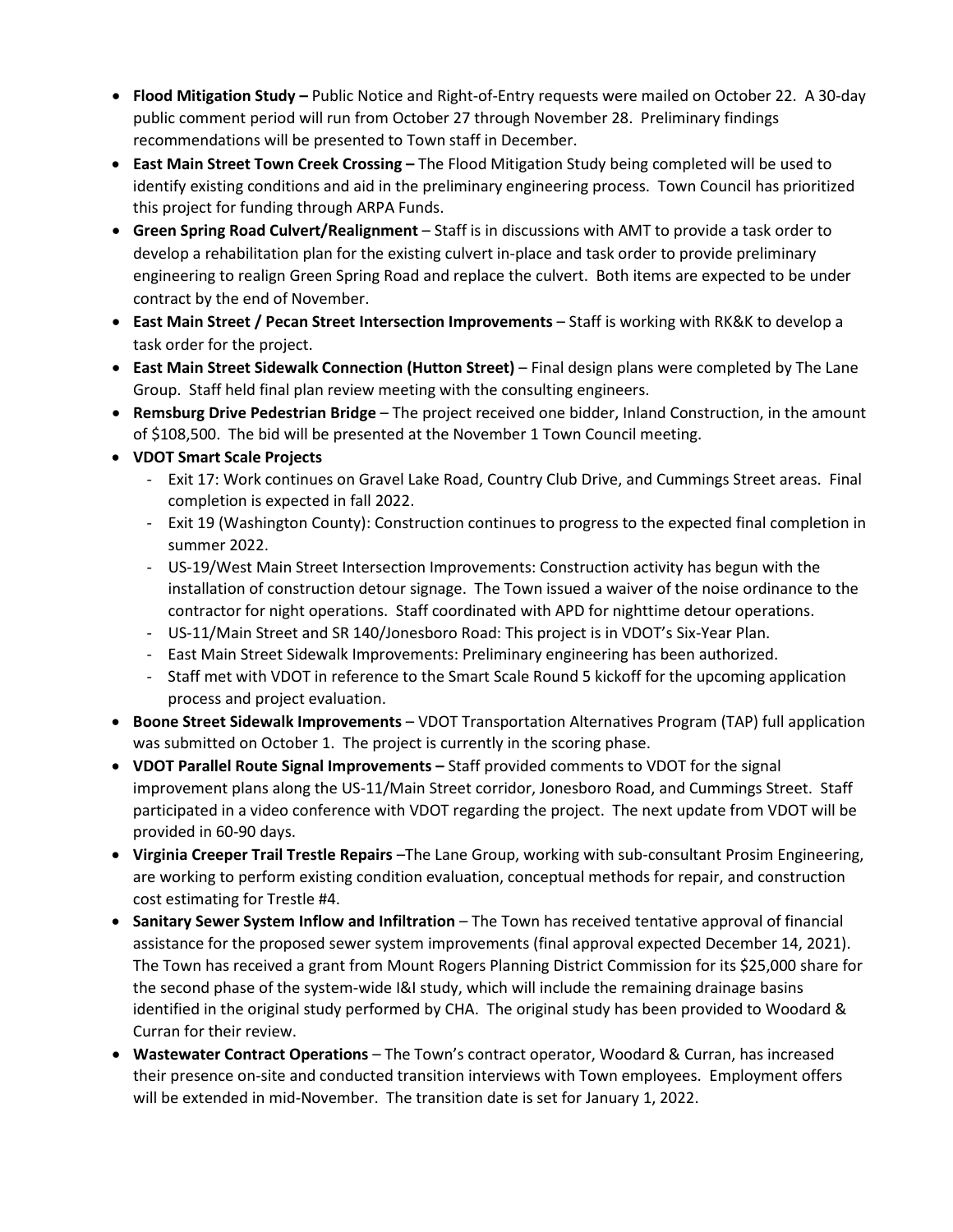- **Flood Mitigation Study –** Public Notice and Right-of-Entry requests were mailed on October 22. A 30-day public comment period will run from October 27 through November 28. Preliminary findings recommendations will be presented to Town staff in December.
- **East Main Street Town Creek Crossing –** The Flood Mitigation Study being completed will be used to identify existing conditions and aid in the preliminary engineering process. Town Council has prioritized this project for funding through ARPA Funds.
- **Green Spring Road Culvert/Realignment** – Staff is in discussions with AMT to provide a task order to develop a rehabilitation plan for the existing culvert in-place and task order to provide preliminary engineering to realign Green Spring Road and replace the culvert. Both items are expected to be under contract by the end of November.
- **East Main Street / Pecan Street Intersection Improvements** – Staff is working with RK&K to develop a task order for the project.
- **East Main Street Sidewalk Connection (Hutton Street)** – Final design plans were completed by The Lane Group. Staff held final plan review meeting with the consulting engineers.
- **Remsburg Drive Pedestrian Bridge** – The project received one bidder, Inland Construction, in the amount of $108,500. The bid will be presented at the November 1 Town Council meeting.
- **VDOT Smart Scale Projects**
  - Exit 17: Work continues on Gravel Lake Road, Country Club Drive, and Cummings Street areas. Final completion is expected in fall 2022.
  - Exit 19 (Washington County): Construction continues to progress to the expected final completion in summer 2022.
  - US-19/West Main Street Intersection Improvements: Construction activity has begun with the installation of construction detour signage. The Town issued a waiver of the noise ordinance to the contractor for night operations. Staff coordinated with APD for nighttime detour operations.
  - US-11/Main Street and SR 140/Jonesboro Road: This project is in VDOT's Six-Year Plan.
  - East Main Street Sidewalk Improvements: Preliminary engineering has been authorized.
  - Staff met with VDOT in reference to the Smart Scale Round 5 kickoff for the upcoming application process and project evaluation.
- **Boone Street Sidewalk Improvements** – VDOT Transportation Alternatives Program (TAP) full application was submitted on October 1. The project is currently in the scoring phase.
- **VDOT Parallel Route Signal Improvements –** Staff provided comments to VDOT for the signal improvement plans along the US-11/Main Street corridor, Jonesboro Road, and Cummings Street. Staff participated in a video conference with VDOT regarding the project. The next update from VDOT will be provided in 60-90 days.
- **Virginia Creeper Trail Trestle Repairs** –The Lane Group, working with sub-consultant Prosim Engineering, are working to perform existing condition evaluation, conceptual methods for repair, and construction cost estimating for Trestle #4.
- **Sanitary Sewer System Inflow and Infiltration** – The Town has received tentative approval of financial assistance for the proposed sewer system improvements (final approval expected December 14, 2021). The Town has received a grant from Mount Rogers Planning District Commission for its $25,000 share for the second phase of the system-wide I&I study, which will include the remaining drainage basins identified in the original study performed by CHA. The original study has been provided to Woodard & Curran for their review.
- **Wastewater Contract Operations** – The Town's contract operator, Woodard & Curran, has increased their presence on-site and conducted transition interviews with Town employees. Employment offers will be extended in mid-November. The transition date is set for January 1, 2022.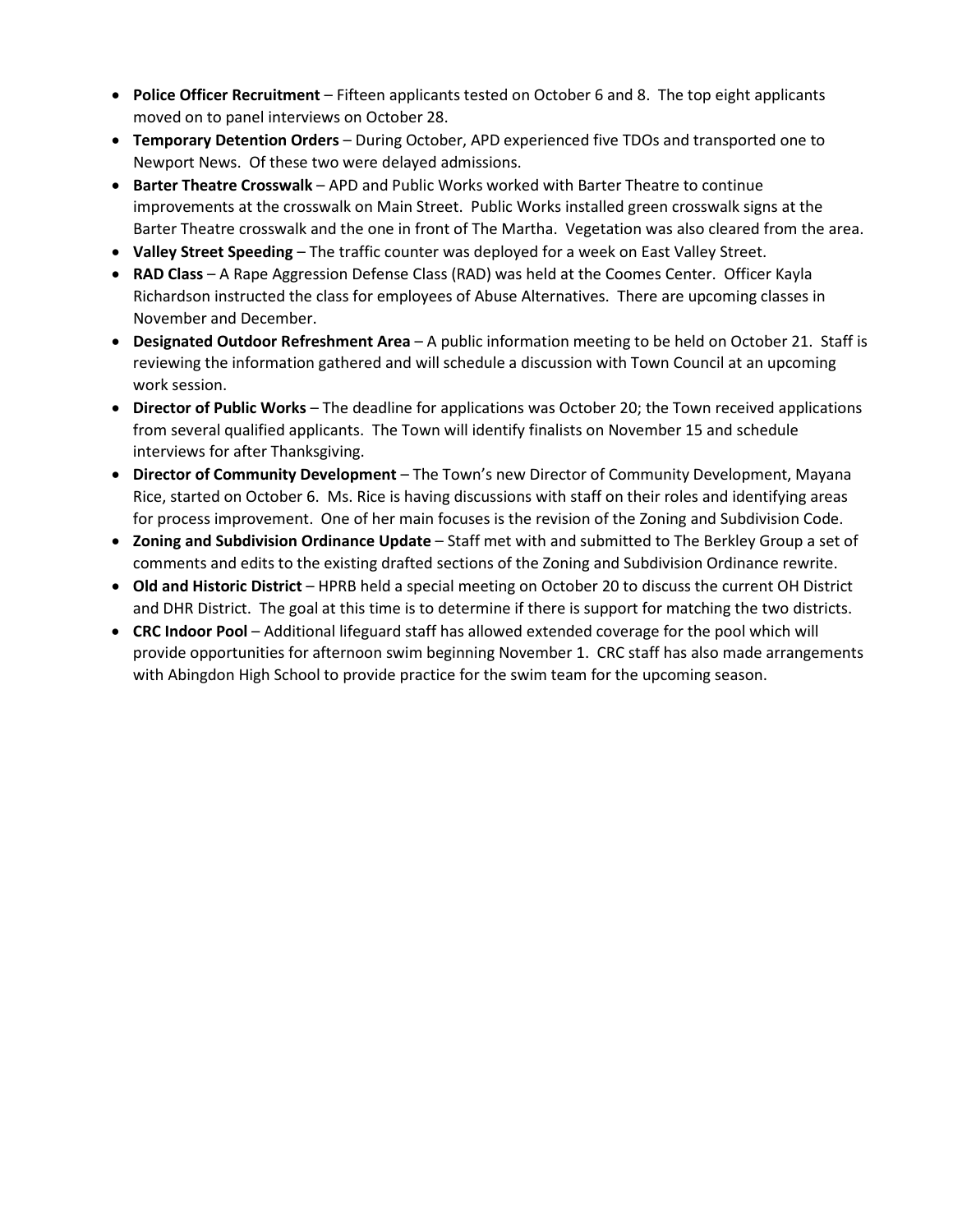- **Police Officer Recruitment** – Fifteen applicants tested on October 6 and 8. The top eight applicants moved on to panel interviews on October 28.
- **Temporary Detention Orders** – During October, APD experienced five TDOs and transported one to Newport News. Of these two were delayed admissions.
- **Barter Theatre Crosswalk** – APD and Public Works worked with Barter Theatre to continue improvements at the crosswalk on Main Street. Public Works installed green crosswalk signs at the Barter Theatre crosswalk and the one in front of The Martha. Vegetation was also cleared from the area.
- **Valley Street Speeding** – The traffic counter was deployed for a week on East Valley Street.
- **RAD Class** – A Rape Aggression Defense Class (RAD) was held at the Coomes Center. Officer Kayla Richardson instructed the class for employees of Abuse Alternatives. There are upcoming classes in November and December.
- **Designated Outdoor Refreshment Area** – A public information meeting to be held on October 21. Staff is reviewing the information gathered and will schedule a discussion with Town Council at an upcoming work session.
- **Director of Public Works** – The deadline for applications was October 20; the Town received applications from several qualified applicants. The Town will identify finalists on November 15 and schedule interviews for after Thanksgiving.
- **Director of Community Development** – The Town's new Director of Community Development, Mayana Rice, started on October 6. Ms. Rice is having discussions with staff on their roles and identifying areas for process improvement. One of her main focuses is the revision of the Zoning and Subdivision Code.
- **Zoning and Subdivision Ordinance Update** – Staff met with and submitted to The Berkley Group a set of comments and edits to the existing drafted sections of the Zoning and Subdivision Ordinance rewrite.
- **Old and Historic District** – HPRB held a special meeting on October 20 to discuss the current OH District and DHR District. The goal at this time is to determine if there is support for matching the two districts.
- **CRC Indoor Pool** – Additional lifeguard staff has allowed extended coverage for the pool which will provide opportunities for afternoon swim beginning November 1. CRC staff has also made arrangements with Abingdon High School to provide practice for the swim team for the upcoming season.